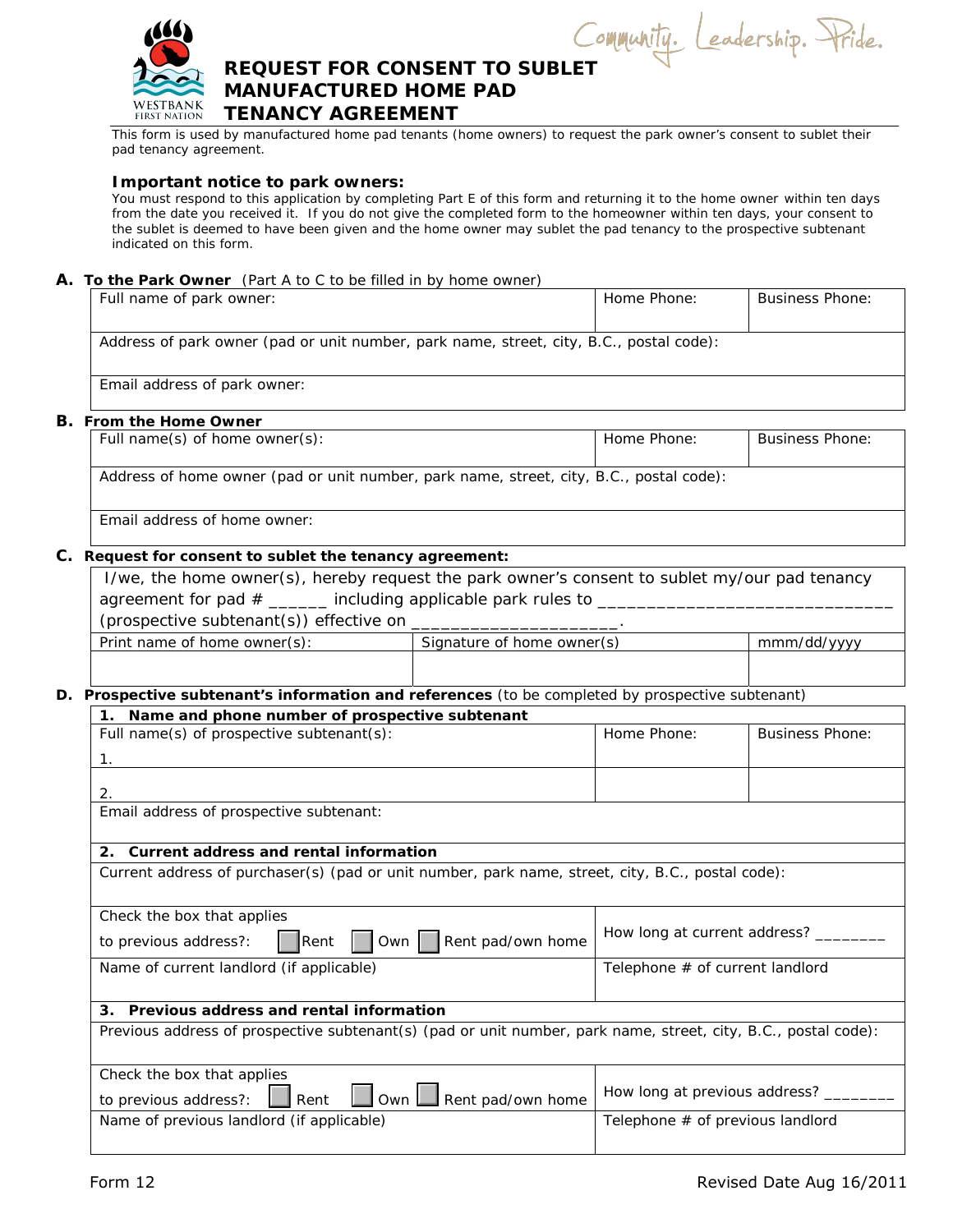Community. Leadership. Pride.

# REQUEST FOR CONSENT TO SUBLET MANUFACTURED HOME PAD TENANCY AGREEMENT

This form is used by manufactured home pad tenants (home owners) to request the park owner's consent to sublet their pad tenancy agreement.

**Important notice to park owners:**

You must respond to this application by completing Part E of this form and returning it to the home owner within ten days from the date you received it. If you do not give the completed form to the homeowner within ten days, your consent to the sublet is deemed to have been given and the home owner may sublet the pad tenancy to the prospective subtenant indicated on this form.

**A. To the Park Owner** (Part A to C to be filled in by home owner)

| Full name of park owner: | Home Phone: | Business Phone: |
|---|---|---|
| Address of park owner (pad or unit number, park name, street, city, B.C., postal code): | | |
| Email address of park owner: | | |

**B. From the Home Owner**

| Full name(s) of home owner(s): | Home Phone: | Business Phone: |
|---|---|---|
| Address of home owner (pad or unit number, park name, street, city, B.C., postal code): | | |
| Email address of home owner: | | |

**C. Request for consent to sublet the tenancy agreement:**

I/we, the home owner(s), hereby request the park owner's consent to sublet my/our pad tenancy agreement for pad # ______ including applicable park rules to ______________________________ (prospective subtenant(s)) effective on ____________________.

| Print name of home owner(s): | Signature of home owner(s) | mmm/dd/yyyy |
|---|---|---|
| | | |

**D. Prospective subtenant's information and references** (to be completed by prospective subtenant)

**1. Name and phone number of prospective subtenant**

| Full name(s) of prospective subtenant(s): | Home Phone: | Business Phone: |
|---|---|---|
| 1. | | |
| 2. | | |
| Email address of prospective subtenant: | | |

**2. Current address and rental information**

| Current address of purchaser(s) (pad or unit number, park name, street, city, B.C., postal code): | |
|---|---|
| Check the box that applies to previous address?: ☐ Rent ☐ Own ☐ Rent pad/own home | How long at current address? ________ |
| Name of current landlord (if applicable) | Telephone # of current landlord |

**3. Previous address and rental information**

| Previous address of prospective subtenant(s) (pad or unit number, park name, street, city, B.C., postal code): | |
|---|---|
| Check the box that applies to previous address?: ☐ Rent ☐ Own ☐ Rent pad/own home | How long at previous address? ________ |
| Name of previous landlord (if applicable) | Telephone # of previous landlord |

Form 12 Revised Date Aug 16/2011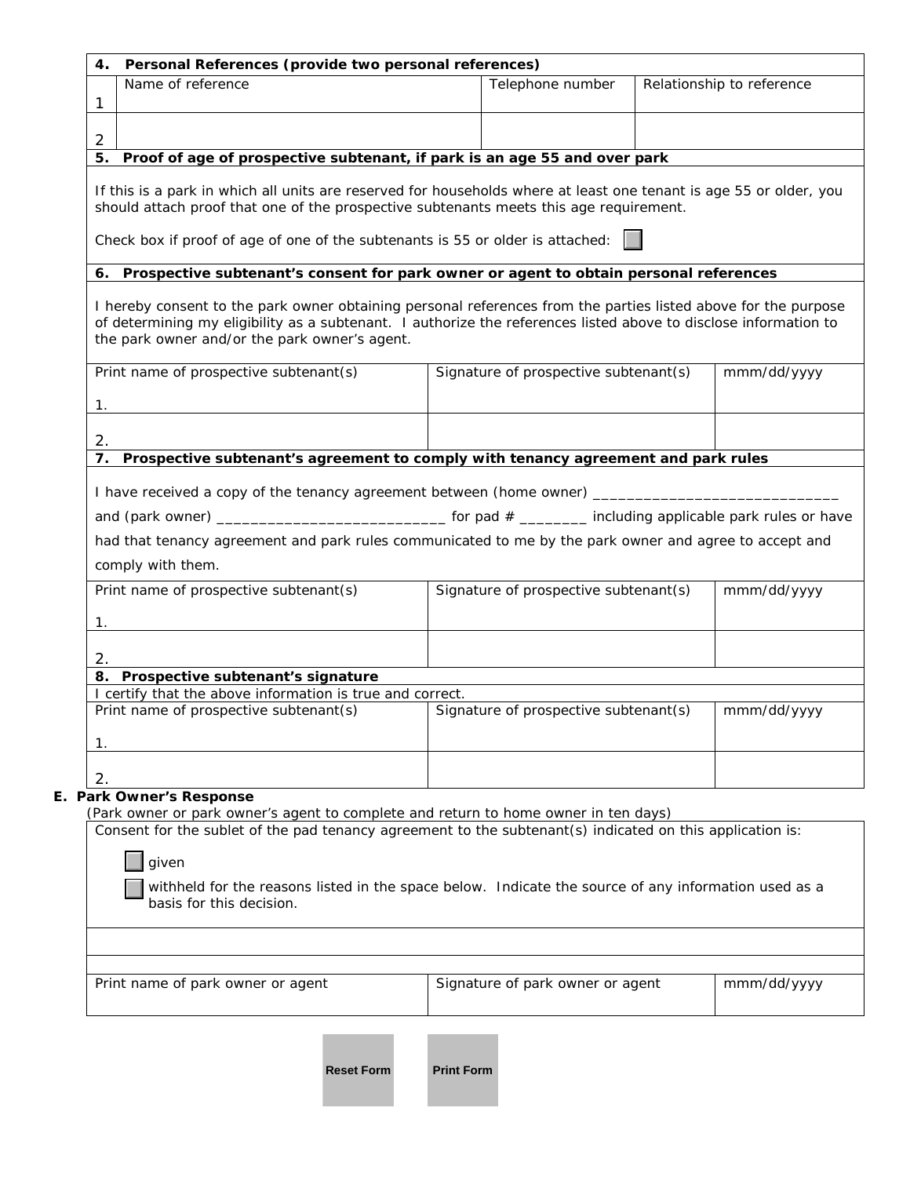| 4. | **Personal References (provide two personal references)** | | |
|---|---|---|---|
| | Name of reference | Telephone number | Relationship to reference |
| 1 | | | |
| 2 | | | |

**5. Proof of age of prospective subtenant, if park is an age 55 and over park**

If this is a park in which all units are reserved for households where at least one tenant is age 55 or older, you should attach proof that one of the prospective subtenants meets this age requirement.

Check box if proof of age of one of the subtenants is 55 or older is attached: ☐

**6. Prospective subtenant's consent for park owner or agent to obtain personal references**

I hereby consent to the park owner obtaining personal references from the parties listed above for the purpose of determining my eligibility as a subtenant. I authorize the references listed above to disclose information to the park owner and/or the park owner's agent.

| Print name of prospective subtenant(s) | Signature of prospective subtenant(s) | mmm/dd/yyyy |
|---|---|---|
| 1. | | |
| 2. | | |

**7. Prospective subtenant's agreement to comply with tenancy agreement and park rules**

I have received a copy of the tenancy agreement between (home owner) ____________________________ and (park owner) ___________________________ for pad # ________ including applicable park rules or have had that tenancy agreement and park rules communicated to me by the park owner and agree to accept and comply with them.

| Print name of prospective subtenant(s) | Signature of prospective subtenant(s) | mmm/dd/yyyy |
|---|---|---|
| 1. | | |
| 2. | | |

**8. Prospective subtenant's signature**

I certify that the above information is true and correct.

| Print name of prospective subtenant(s) | Signature of prospective subtenant(s) | mmm/dd/yyyy |
|---|---|---|
| 1. | | |
| 2. | | |

## E. Park Owner's Response

(Park owner or park owner's agent to complete and return to home owner in ten days)

Consent for the sublet of the pad tenancy agreement to the subtenant(s) indicated on this application is:

☐ given

☐ withheld for the reasons listed in the space below. Indicate the source of any information used as a basis for this decision.

| Print name of park owner or agent | Signature of park owner or agent | mmm/dd/yyyy |
|---|---|---|
| | | |

Reset Form

Print Form